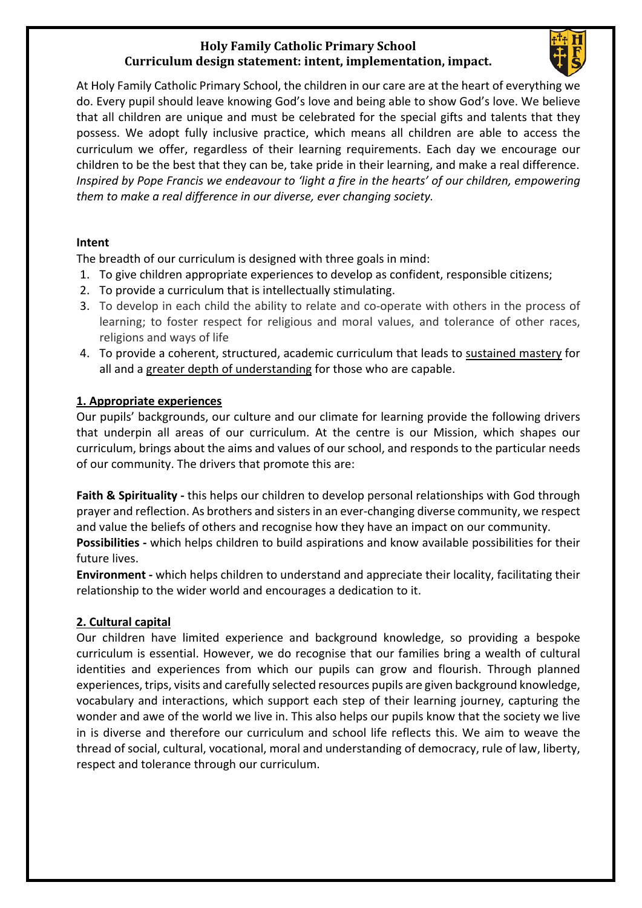# Holy Family Catholic Primary School
## Curriculum design statement: intent, implementation, impact.

At Holy Family Catholic Primary School, the children in our care are at the heart of everything we do. Every pupil should leave knowing God's love and being able to show God's love. We believe that all children are unique and must be celebrated for the special gifts and talents that they possess. We adopt fully inclusive practice, which means all children are able to access the curriculum we offer, regardless of their learning requirements. Each day we encourage our children to be the best that they can be, take pride in their learning, and make a real difference. *Inspired by Pope Francis we endeavour to 'light a fire in the hearts' of our children, empowering them to make a real difference in our diverse, ever changing society.*

**Intent**

The breadth of our curriculum is designed with three goals in mind:

1. To give children appropriate experiences to develop as confident, responsible citizens;
2. To provide a curriculum that is intellectually stimulating.
3. To develop in each child the ability to relate and co-operate with others in the process of learning; to foster respect for religious and moral values, and tolerance of other races, religions and ways of life
4. To provide a coherent, structured, academic curriculum that leads to <u>sustained mastery</u> for all and a <u>greater depth of understanding</u> for those who are capable.

**<u>1. Appropriate experiences</u>**

Our pupils' backgrounds, our culture and our climate for learning provide the following drivers that underpin all areas of our curriculum. At the centre is our Mission, which shapes our curriculum, brings about the aims and values of our school, and responds to the particular needs of our community. The drivers that promote this are:

**Faith & Spirituality -** this helps our children to develop personal relationships with God through prayer and reflection. As brothers and sisters in an ever-changing diverse community, we respect and value the beliefs of others and recognise how they have an impact on our community.

**Possibilities -** which helps children to build aspirations and know available possibilities for their future lives.

**Environment -** which helps children to understand and appreciate their locality, facilitating their relationship to the wider world and encourages a dedication to it.

**<u>2. Cultural capital</u>**

Our children have limited experience and background knowledge, so providing a bespoke curriculum is essential. However, we do recognise that our families bring a wealth of cultural identities and experiences from which our pupils can grow and flourish. Through planned experiences, trips, visits and carefully selected resources pupils are given background knowledge, vocabulary and interactions, which support each step of their learning journey, capturing the wonder and awe of the world we live in. This also helps our pupils know that the society we live in is diverse and therefore our curriculum and school life reflects this. We aim to weave the thread of social, cultural, vocational, moral and understanding of democracy, rule of law, liberty, respect and tolerance through our curriculum.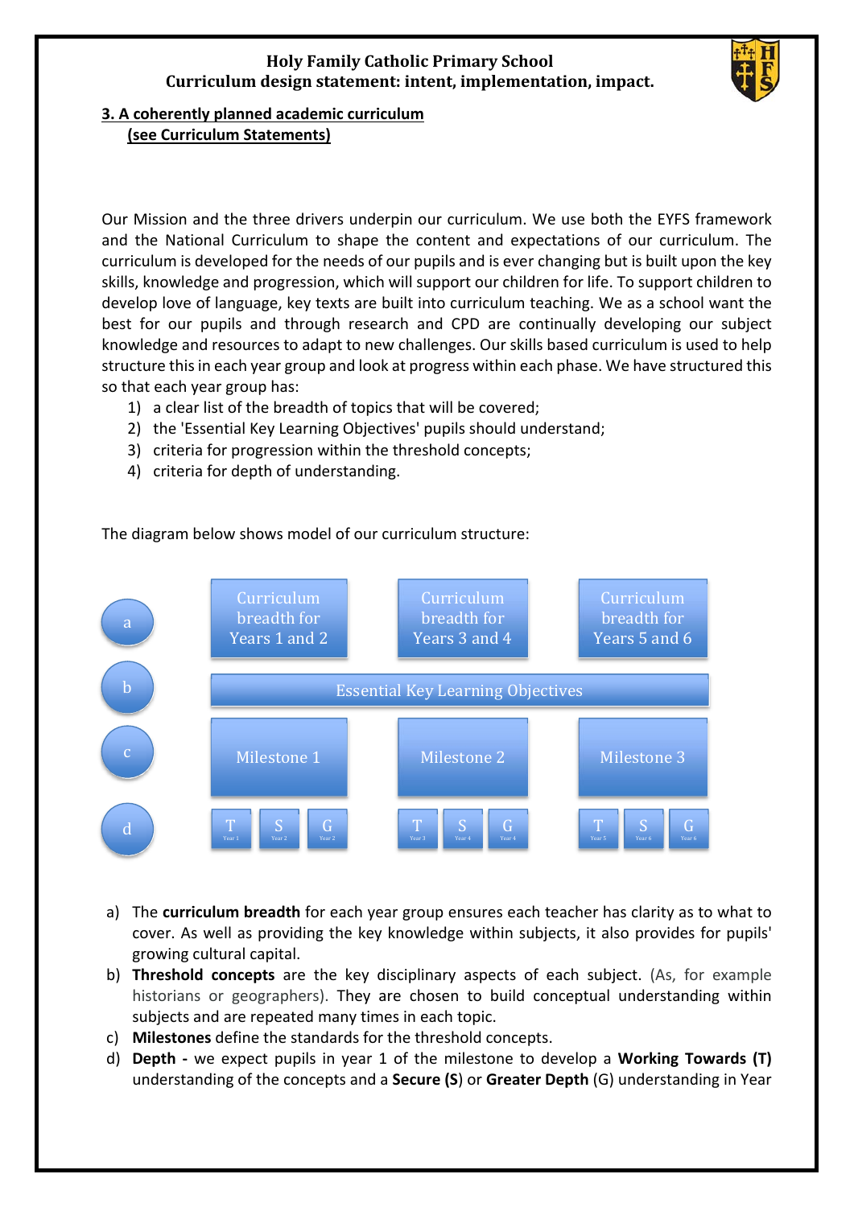# Holy Family Catholic Primary School
## Curriculum design statement: intent, implementation, impact.

### 3. A coherently planned academic curriculum (see Curriculum Statements)

Our Mission and the three drivers underpin our curriculum. We use both the EYFS framework and the National Curriculum to shape the content and expectations of our curriculum. The curriculum is developed for the needs of our pupils and is ever changing but is built upon the key skills, knowledge and progression, which will support our children for life. To support children to develop love of language, key texts are built into curriculum teaching. We as a school want the best for our pupils and through research and CPD are continually developing our subject knowledge and resources to adapt to new challenges. Our skills based curriculum is used to help structure this in each year group and look at progress within each phase. We have structured this so that each year group has:

1) a clear list of the breadth of topics that will be covered;
2) the 'Essential Key Learning Objectives' pupils should understand;
3) criteria for progression within the threshold concepts;
4) criteria for depth of understanding.

The diagram below shows model of our curriculum structure:

| | | | |
|---|---|---|---|
| a | Curriculum breadth for Years 1 and 2 | Curriculum breadth for Years 3 and 4 | Curriculum breadth for Years 5 and 6 |
| b | Essential Key Learning Objectives | | |
| c | Milestone 1 | Milestone 2 | Milestone 3 |
| d | T (Year 1), S (Year 2), G (Year 2) | T (Year 3), S (Year 4), G (Year 4) | T (Year 5), S (Year 6), G (Year 6) |

a) The **curriculum breadth** for each year group ensures each teacher has clarity as to what to cover. As well as providing the key knowledge within subjects, it also provides for pupils' growing cultural capital.
b) **Threshold concepts** are the key disciplinary aspects of each subject. (As, for example historians or geographers). They are chosen to build conceptual understanding within subjects and are repeated many times in each topic.
c) **Milestones** define the standards for the threshold concepts.
d) **Depth -** we expect pupils in year 1 of the milestone to develop a **Working Towards (T)** understanding of the concepts and a **Secure (S)** or **Greater Depth** (G) understanding in Year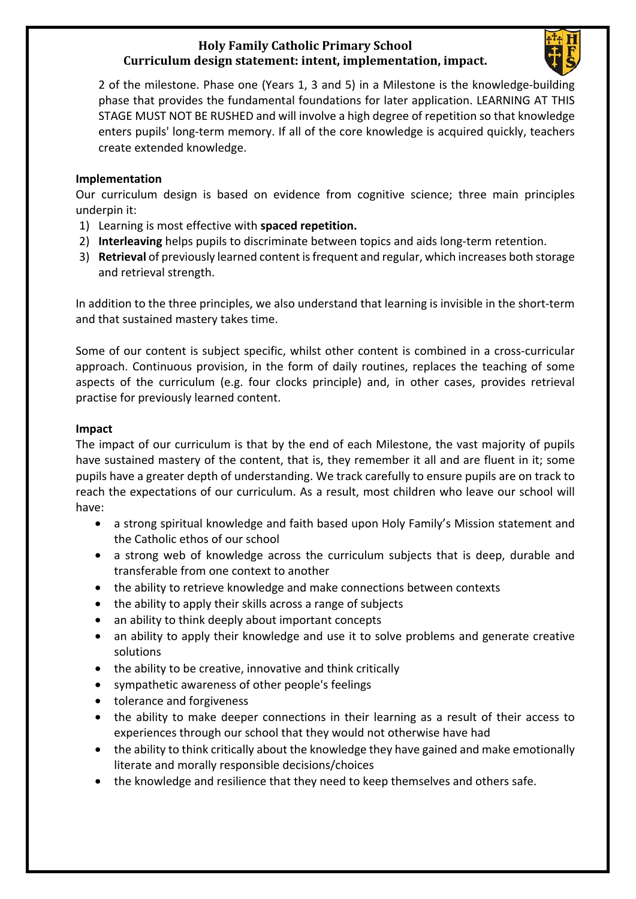2 of the milestone. Phase one (Years 1, 3 and 5) in a Milestone is the knowledge-building phase that provides the fundamental foundations for later application. LEARNING AT THIS STAGE MUST NOT BE RUSHED and will involve a high degree of repetition so that knowledge enters pupils' long-term memory. If all of the core knowledge is acquired quickly, teachers create extended knowledge.

**Implementation**

Our curriculum design is based on evidence from cognitive science; three main principles underpin it:

1) Learning is most effective with **spaced repetition.**
2) **Interleaving** helps pupils to discriminate between topics and aids long-term retention.
3) **Retrieval** of previously learned content is frequent and regular, which increases both storage and retrieval strength.

In addition to the three principles, we also understand that learning is invisible in the short-term and that sustained mastery takes time.

Some of our content is subject specific, whilst other content is combined in a cross-curricular approach. Continuous provision, in the form of daily routines, replaces the teaching of some aspects of the curriculum (e.g. four clocks principle) and, in other cases, provides retrieval practise for previously learned content.

**Impact**

The impact of our curriculum is that by the end of each Milestone, the vast majority of pupils have sustained mastery of the content, that is, they remember it all and are fluent in it; some pupils have a greater depth of understanding. We track carefully to ensure pupils are on track to reach the expectations of our curriculum. As a result, most children who leave our school will have:

- a strong spiritual knowledge and faith based upon Holy Family's Mission statement and the Catholic ethos of our school
- a strong web of knowledge across the curriculum subjects that is deep, durable and transferable from one context to another
- the ability to retrieve knowledge and make connections between contexts
- the ability to apply their skills across a range of subjects
- an ability to think deeply about important concepts
- an ability to apply their knowledge and use it to solve problems and generate creative solutions
- the ability to be creative, innovative and think critically
- sympathetic awareness of other people's feelings
- tolerance and forgiveness
- the ability to make deeper connections in their learning as a result of their access to experiences through our school that they would not otherwise have had
- the ability to think critically about the knowledge they have gained and make emotionally literate and morally responsible decisions/choices
- the knowledge and resilience that they need to keep themselves and others safe.